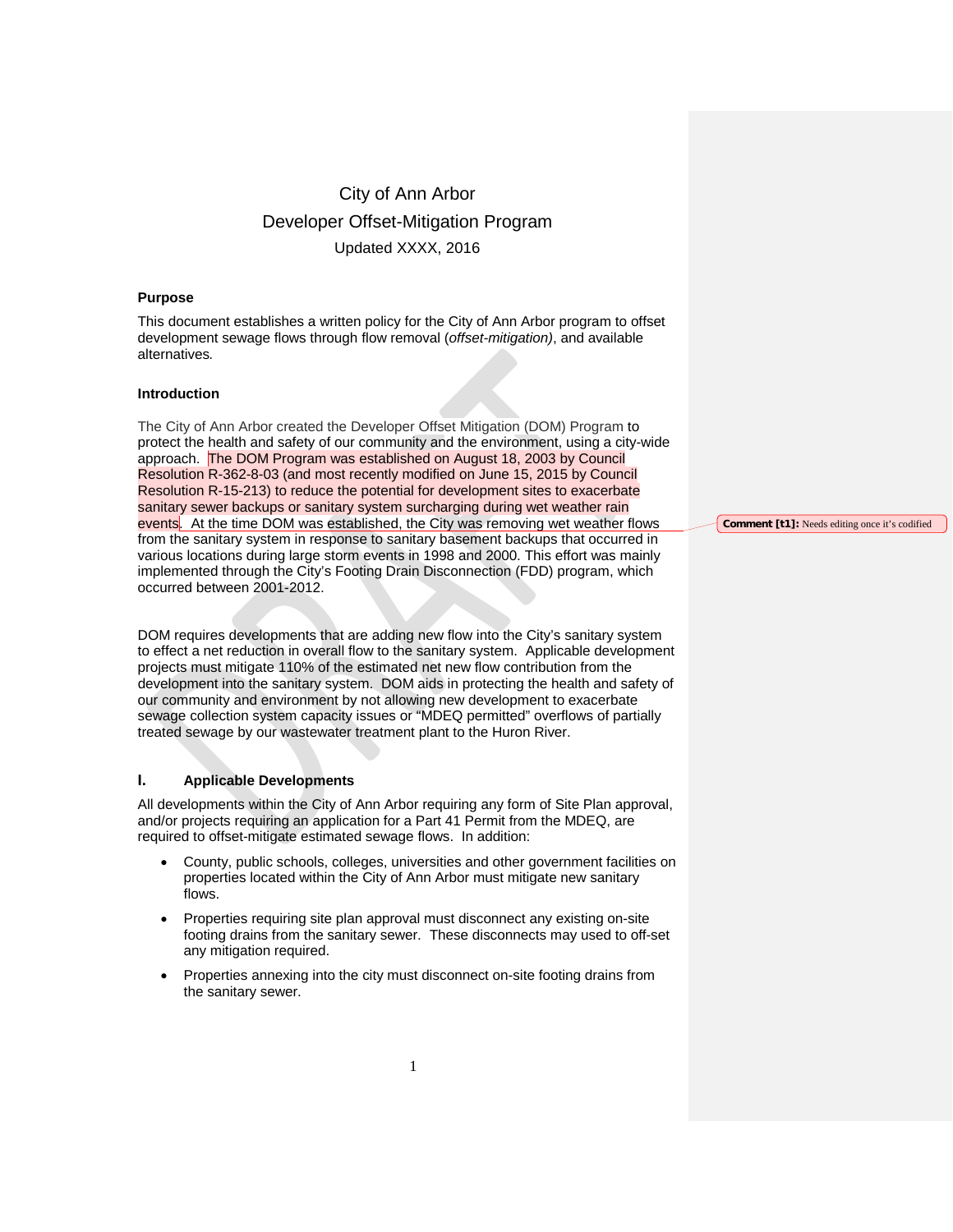# City of Ann Arbor
# Developer Offset-Mitigation Program
Updated XXXX, 2016

**Purpose**

This document establishes a written policy for the City of Ann Arbor program to offset development sewage flows through flow removal (*offset-mitigation)*, and available alternatives*.*

**Introduction**

The City of Ann Arbor created the Developer Offset Mitigation (DOM) Program to protect the health and safety of our community and the environment, using a city-wide approach. The DOM Program was established on August 18, 2003 by Council Resolution R-362-8-03 (and most recently modified on June 15, 2015 by Council Resolution R-15-213) to reduce the potential for development sites to exacerbate sanitary sewer backups or sanitary system surcharging during wet weather rain events. At the time DOM was established, the City was removing wet weather flows from the sanitary system in response to sanitary basement backups that occurred in various locations during large storm events in 1998 and 2000. This effort was mainly implemented through the City's Footing Drain Disconnection (FDD) program, which occurred between 2001-2012.

**Comment [t1]:** Needs editing once it's codified

DOM requires developments that are adding new flow into the City's sanitary system to effect a net reduction in overall flow to the sanitary system. Applicable development projects must mitigate 110% of the estimated net new flow contribution from the development into the sanitary system. DOM aids in protecting the health and safety of our community and environment by not allowing new development to exacerbate sewage collection system capacity issues or "MDEQ permitted" overflows of partially treated sewage by our wastewater treatment plant to the Huron River.

## I. Applicable Developments

All developments within the City of Ann Arbor requiring any form of Site Plan approval, and/or projects requiring an application for a Part 41 Permit from the MDEQ, are required to offset-mitigate estimated sewage flows. In addition:

- County, public schools, colleges, universities and other government facilities on properties located within the City of Ann Arbor must mitigate new sanitary flows.
- Properties requiring site plan approval must disconnect any existing on-site footing drains from the sanitary sewer. These disconnects may used to off-set any mitigation required.
- Properties annexing into the city must disconnect on-site footing drains from the sanitary sewer.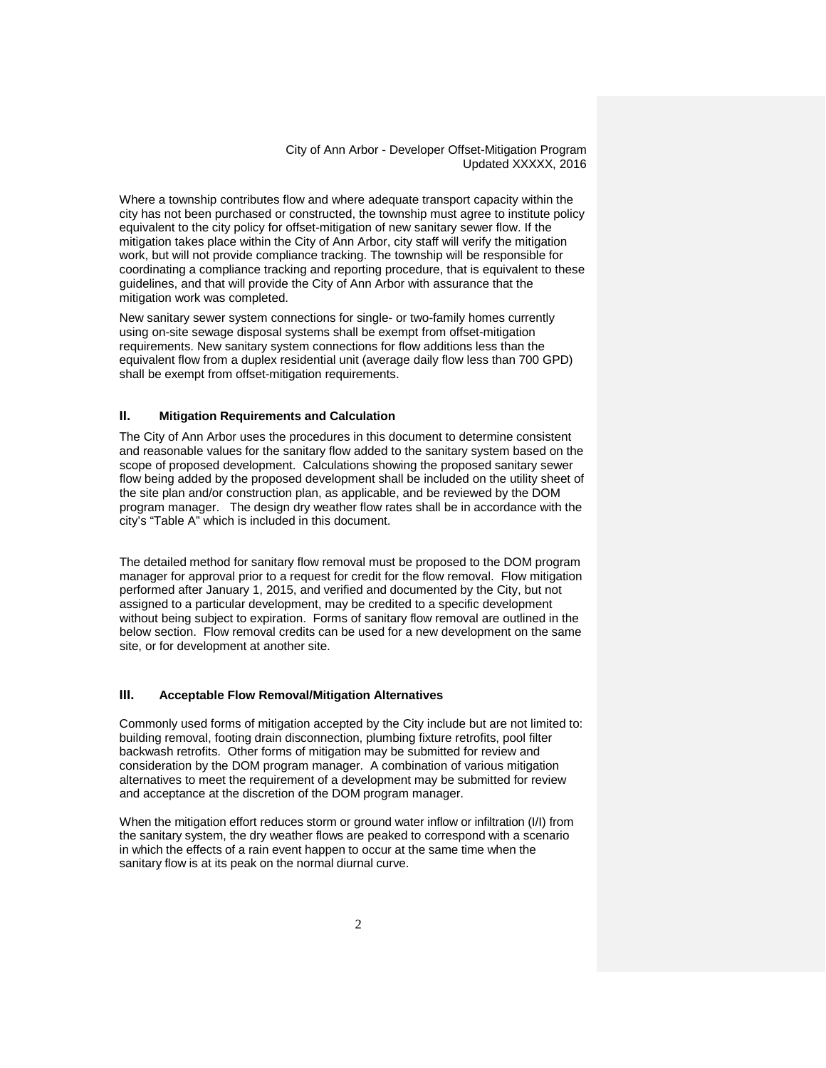Where a township contributes flow and where adequate transport capacity within the city has not been purchased or constructed, the township must agree to institute policy equivalent to the city policy for offset-mitigation of new sanitary sewer flow. If the mitigation takes place within the City of Ann Arbor, city staff will verify the mitigation work, but will not provide compliance tracking. The township will be responsible for coordinating a compliance tracking and reporting procedure, that is equivalent to these guidelines, and that will provide the City of Ann Arbor with assurance that the mitigation work was completed.

New sanitary sewer system connections for single- or two-family homes currently using on-site sewage disposal systems shall be exempt from offset-mitigation requirements. New sanitary system connections for flow additions less than the equivalent flow from a duplex residential unit (average daily flow less than 700 GPD) shall be exempt from offset-mitigation requirements.

## II. Mitigation Requirements and Calculation

The City of Ann Arbor uses the procedures in this document to determine consistent and reasonable values for the sanitary flow added to the sanitary system based on the scope of proposed development. Calculations showing the proposed sanitary sewer flow being added by the proposed development shall be included on the utility sheet of the site plan and/or construction plan, as applicable, and be reviewed by the DOM program manager. The design dry weather flow rates shall be in accordance with the city's "Table A" which is included in this document.

The detailed method for sanitary flow removal must be proposed to the DOM program manager for approval prior to a request for credit for the flow removal. Flow mitigation performed after January 1, 2015, and verified and documented by the City, but not assigned to a particular development, may be credited to a specific development without being subject to expiration. Forms of sanitary flow removal are outlined in the below section. Flow removal credits can be used for a new development on the same site, or for development at another site.

## III. Acceptable Flow Removal/Mitigation Alternatives

Commonly used forms of mitigation accepted by the City include but are not limited to: building removal, footing drain disconnection, plumbing fixture retrofits, pool filter backwash retrofits. Other forms of mitigation may be submitted for review and consideration by the DOM program manager. A combination of various mitigation alternatives to meet the requirement of a development may be submitted for review and acceptance at the discretion of the DOM program manager.

When the mitigation effort reduces storm or ground water inflow or infiltration (I/I) from the sanitary system, the dry weather flows are peaked to correspond with a scenario in which the effects of a rain event happen to occur at the same time when the sanitary flow is at its peak on the normal diurnal curve.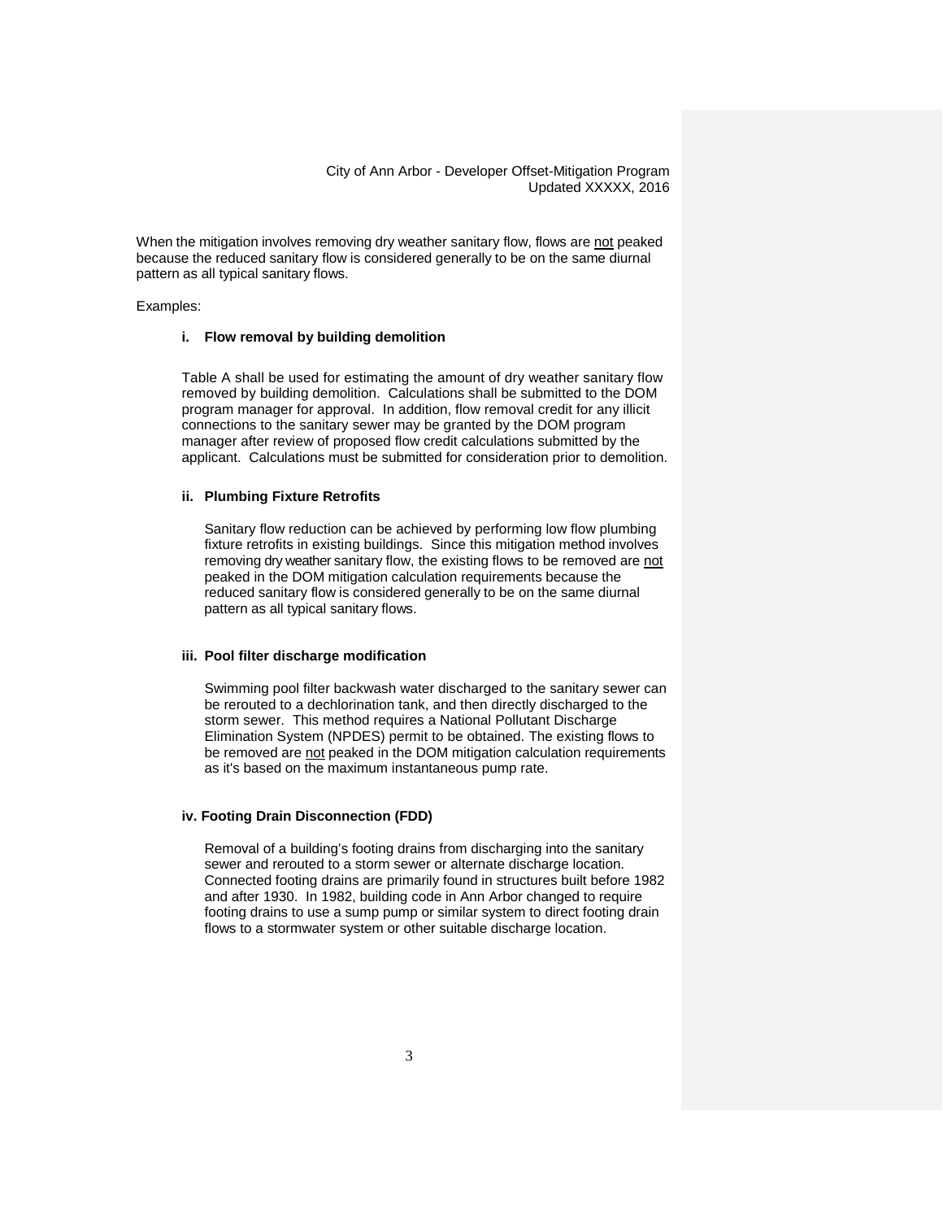When the mitigation involves removing dry weather sanitary flow, flows are <u>not</u> peaked because the reduced sanitary flow is considered generally to be on the same diurnal pattern as all typical sanitary flows.

Examples:

**i. Flow removal by building demolition**

Table A shall be used for estimating the amount of dry weather sanitary flow removed by building demolition. Calculations shall be submitted to the DOM program manager for approval. In addition, flow removal credit for any illicit connections to the sanitary sewer may be granted by the DOM program manager after review of proposed flow credit calculations submitted by the applicant. Calculations must be submitted for consideration prior to demolition.

**ii. Plumbing Fixture Retrofits**

Sanitary flow reduction can be achieved by performing low flow plumbing fixture retrofits in existing buildings. Since this mitigation method involves removing dry weather sanitary flow, the existing flows to be removed are <u>not</u> peaked in the DOM mitigation calculation requirements because the reduced sanitary flow is considered generally to be on the same diurnal pattern as all typical sanitary flows.

**iii. Pool filter discharge modification**

Swimming pool filter backwash water discharged to the sanitary sewer can be rerouted to a dechlorination tank, and then directly discharged to the storm sewer. This method requires a National Pollutant Discharge Elimination System (NPDES) permit to be obtained. The existing flows to be removed are <u>not</u> peaked in the DOM mitigation calculation requirements as it's based on the maximum instantaneous pump rate.

**iv. Footing Drain Disconnection (FDD)**

Removal of a building's footing drains from discharging into the sanitary sewer and rerouted to a storm sewer or alternate discharge location. Connected footing drains are primarily found in structures built before 1982 and after 1930. In 1982, building code in Ann Arbor changed to require footing drains to use a sump pump or similar system to direct footing drain flows to a stormwater system or other suitable discharge location.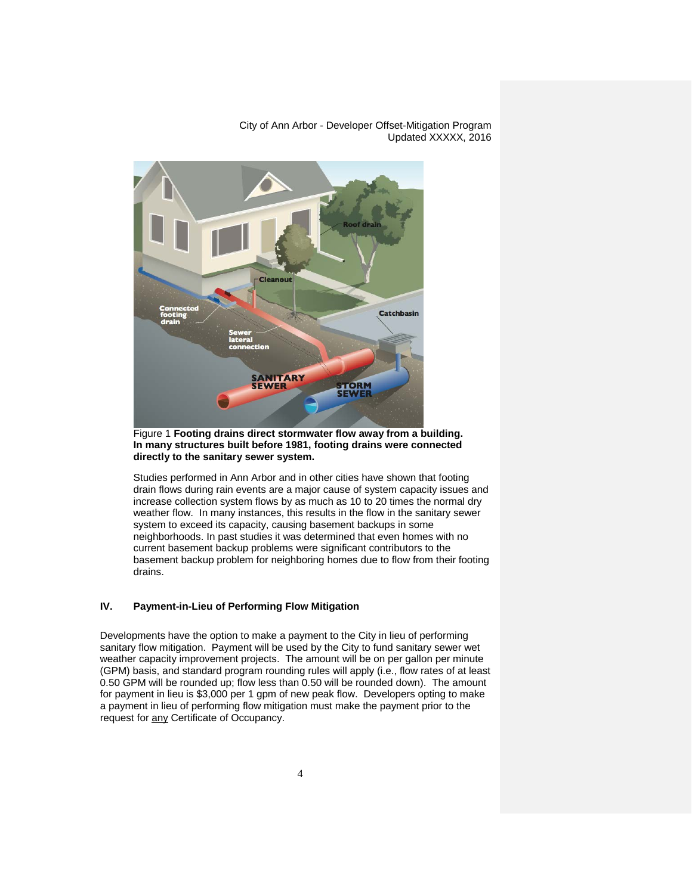Figure 1 **Footing drains direct stormwater flow away from a building. In many structures built before 1981, footing drains were connected directly to the sanitary sewer system.**

Studies performed in Ann Arbor and in other cities have shown that footing drain flows during rain events are a major cause of system capacity issues and increase collection system flows by as much as 10 to 20 times the normal dry weather flow. In many instances, this results in the flow in the sanitary sewer system to exceed its capacity, causing basement backups in some neighborhoods. In past studies it was determined that even homes with no current basement backup problems were significant contributors to the basement backup problem for neighboring homes due to flow from their footing drains.

## IV. Payment-in-Lieu of Performing Flow Mitigation

Developments have the option to make a payment to the City in lieu of performing sanitary flow mitigation. Payment will be used by the City to fund sanitary sewer wet weather capacity improvement projects. The amount will be on per gallon per minute (GPM) basis, and standard program rounding rules will apply (i.e., flow rates of at least 0.50 GPM will be rounded up; flow less than 0.50 will be rounded down). The amount for payment in lieu is $3,000 per 1 gpm of new peak flow. Developers opting to make a payment in lieu of performing flow mitigation must make the payment prior to the request for <u>any</u> Certificate of Occupancy.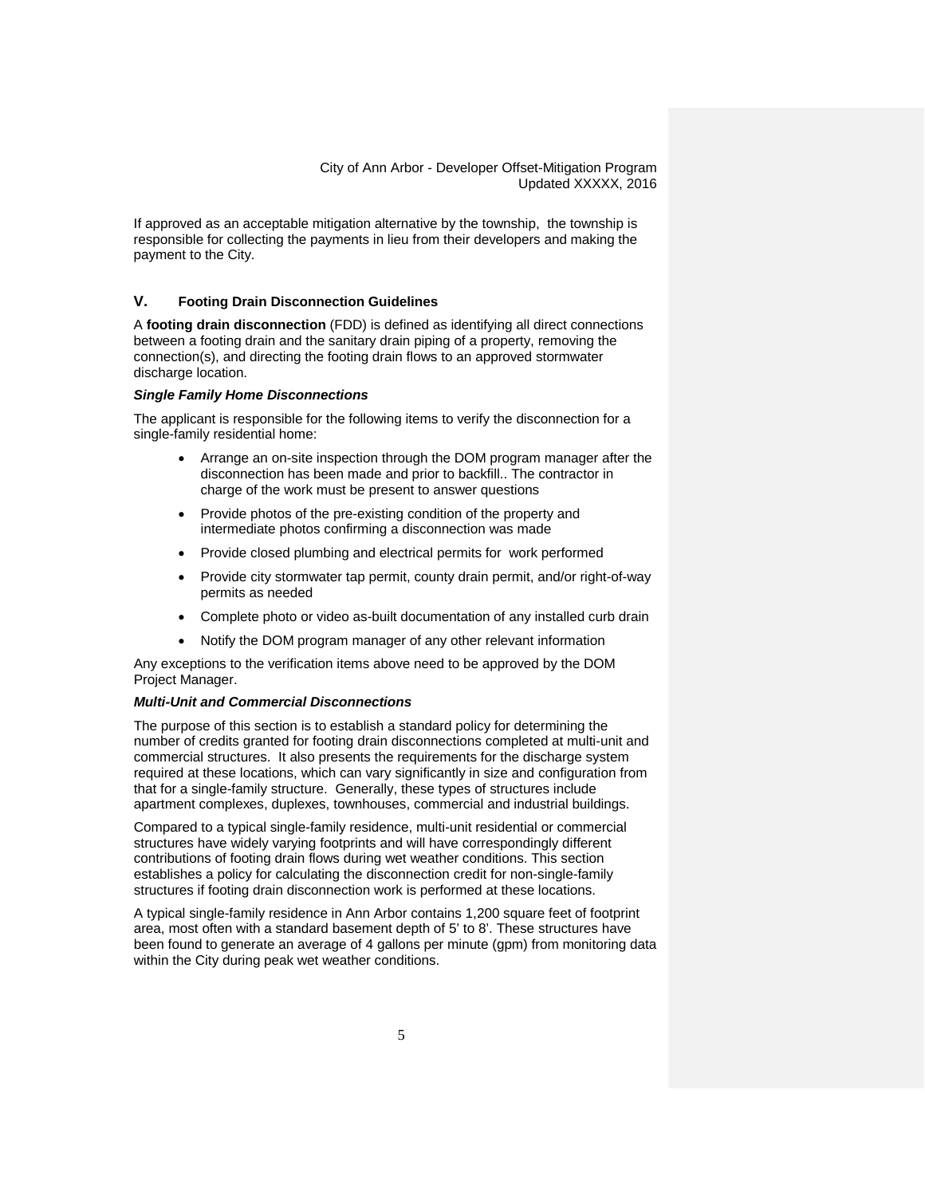If approved as an acceptable mitigation alternative by the township, the township is responsible for collecting the payments in lieu from their developers and making the payment to the City.

## V. Footing Drain Disconnection Guidelines

A **footing drain disconnection** (FDD) is defined as identifying all direct connections between a footing drain and the sanitary drain piping of a property, removing the connection(s), and directing the footing drain flows to an approved stormwater discharge location.

### *Single Family Home Disconnections*

The applicant is responsible for the following items to verify the disconnection for a single-family residential home:

- Arrange an on-site inspection through the DOM program manager after the disconnection has been made and prior to backfill.. The contractor in charge of the work must be present to answer questions
- Provide photos of the pre-existing condition of the property and intermediate photos confirming a disconnection was made
- Provide closed plumbing and electrical permits for work performed
- Provide city stormwater tap permit, county drain permit, and/or right-of-way permits as needed
- Complete photo or video as-built documentation of any installed curb drain
- Notify the DOM program manager of any other relevant information

Any exceptions to the verification items above need to be approved by the DOM Project Manager.

### *Multi-Unit and Commercial Disconnections*

The purpose of this section is to establish a standard policy for determining the number of credits granted for footing drain disconnections completed at multi-unit and commercial structures. It also presents the requirements for the discharge system required at these locations, which can vary significantly in size and configuration from that for a single-family structure. Generally, these types of structures include apartment complexes, duplexes, townhouses, commercial and industrial buildings.

Compared to a typical single-family residence, multi-unit residential or commercial structures have widely varying footprints and will have correspondingly different contributions of footing drain flows during wet weather conditions. This section establishes a policy for calculating the disconnection credit for non-single-family structures if footing drain disconnection work is performed at these locations.

A typical single-family residence in Ann Arbor contains 1,200 square feet of footprint area, most often with a standard basement depth of 5' to 8'. These structures have been found to generate an average of 4 gallons per minute (gpm) from monitoring data within the City during peak wet weather conditions.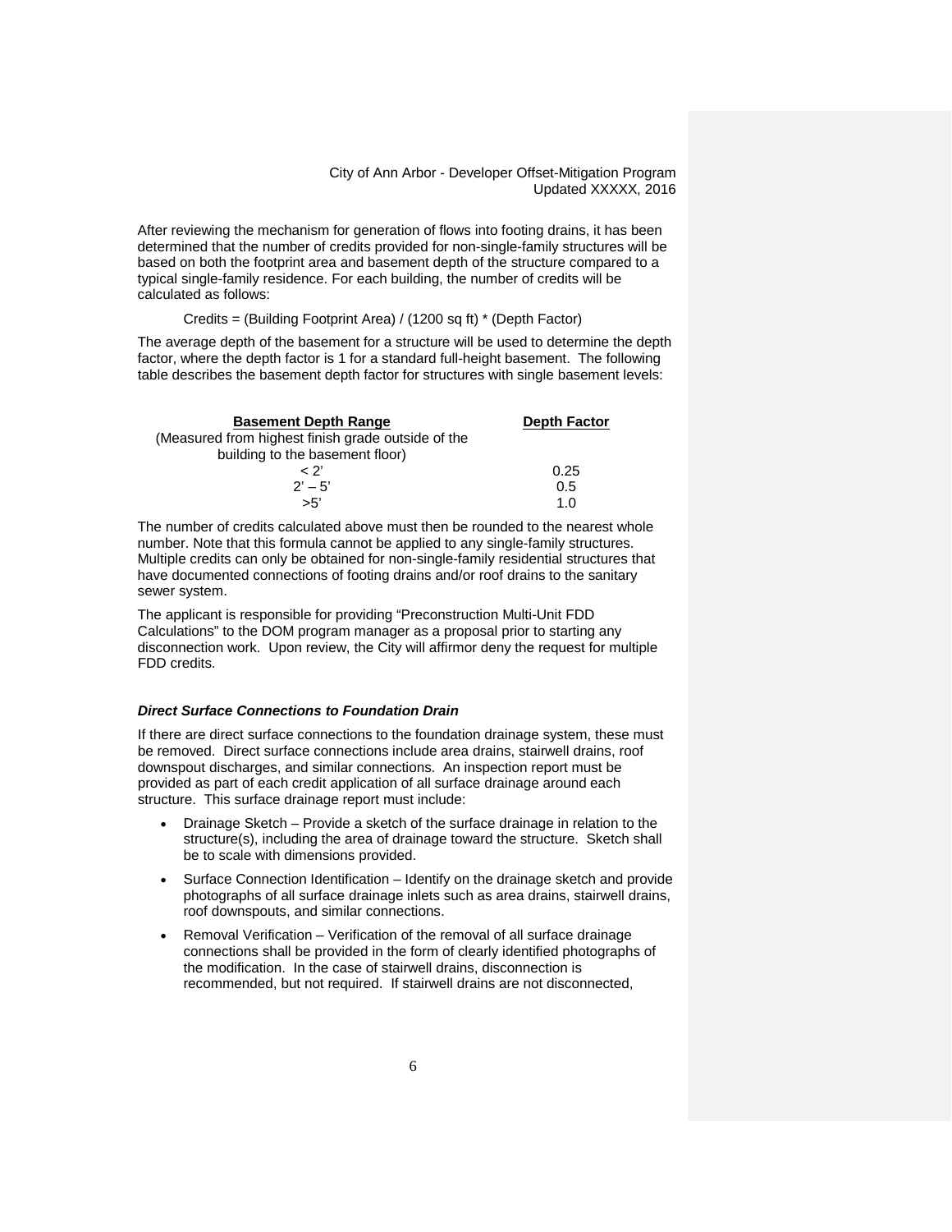After reviewing the mechanism for generation of flows into footing drains, it has been determined that the number of credits provided for non-single-family structures will be based on both the footprint area and basement depth of the structure compared to a typical single-family residence. For each building, the number of credits will be calculated as follows:

Credits = (Building Footprint Area) / (1200 sq ft) * (Depth Factor)

The average depth of the basement for a structure will be used to determine the depth factor, where the depth factor is 1 for a standard full-height basement. The following table describes the basement depth factor for structures with single basement levels:

| Basement Depth Range (Measured from highest finish grade outside of the building to the basement floor) | Depth Factor |
|---|---|
| < 2' | 0.25 |
| 2' – 5' | 0.5 |
| >5' | 1.0 |

The number of credits calculated above must then be rounded to the nearest whole number. Note that this formula cannot be applied to any single-family structures. Multiple credits can only be obtained for non-single-family residential structures that have documented connections of footing drains and/or roof drains to the sanitary sewer system.

The applicant is responsible for providing "Preconstruction Multi-Unit FDD Calculations" to the DOM program manager as a proposal prior to starting any disconnection work. Upon review, the City will affirmor deny the request for multiple FDD credits.

### *Direct Surface Connections to Foundation Drain*

If there are direct surface connections to the foundation drainage system, these must be removed. Direct surface connections include area drains, stairwell drains, roof downspout discharges, and similar connections. An inspection report must be provided as part of each credit application of all surface drainage around each structure. This surface drainage report must include:

- Drainage Sketch – Provide a sketch of the surface drainage in relation to the structure(s), including the area of drainage toward the structure. Sketch shall be to scale with dimensions provided.
- Surface Connection Identification – Identify on the drainage sketch and provide photographs of all surface drainage inlets such as area drains, stairwell drains, roof downspouts, and similar connections.
- Removal Verification – Verification of the removal of all surface drainage connections shall be provided in the form of clearly identified photographs of the modification. In the case of stairwell drains, disconnection is recommended, but not required. If stairwell drains are not disconnected,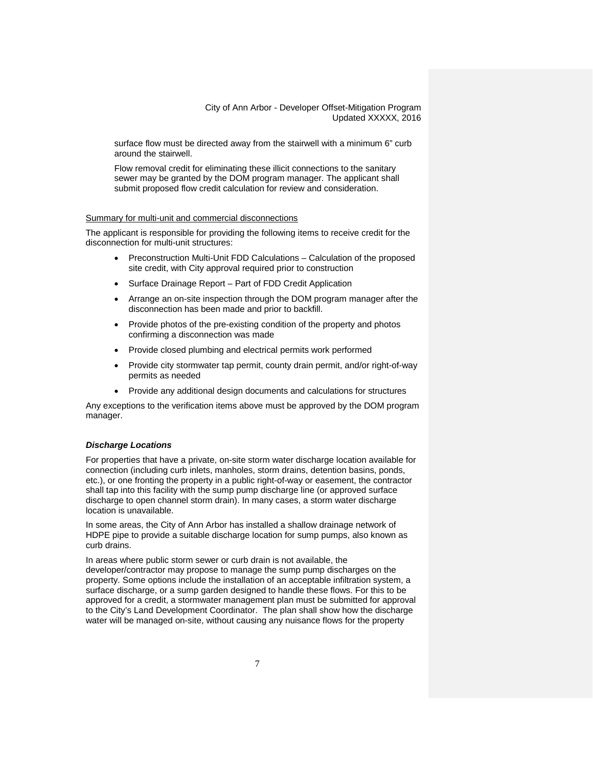surface flow must be directed away from the stairwell with a minimum 6" curb around the stairwell.

Flow removal credit for eliminating these illicit connections to the sanitary sewer may be granted by the DOM program manager. The applicant shall submit proposed flow credit calculation for review and consideration.

<u>Summary for multi-unit and commercial disconnections</u>

The applicant is responsible for providing the following items to receive credit for the disconnection for multi-unit structures:

- Preconstruction Multi-Unit FDD Calculations – Calculation of the proposed site credit, with City approval required prior to construction
- Surface Drainage Report – Part of FDD Credit Application
- Arrange an on-site inspection through the DOM program manager after the disconnection has been made and prior to backfill.
- Provide photos of the pre-existing condition of the property and photos confirming a disconnection was made
- Provide closed plumbing and electrical permits work performed
- Provide city stormwater tap permit, county drain permit, and/or right-of-way permits as needed
- Provide any additional design documents and calculations for structures

Any exceptions to the verification items above must be approved by the DOM program manager.

### ***Discharge Locations***

For properties that have a private, on-site storm water discharge location available for connection (including curb inlets, manholes, storm drains, detention basins, ponds, etc.), or one fronting the property in a public right-of-way or easement, the contractor shall tap into this facility with the sump pump discharge line (or approved surface discharge to open channel storm drain). In many cases, a storm water discharge location is unavailable.

In some areas, the City of Ann Arbor has installed a shallow drainage network of HDPE pipe to provide a suitable discharge location for sump pumps, also known as curb drains.

In areas where public storm sewer or curb drain is not available, the developer/contractor may propose to manage the sump pump discharges on the property. Some options include the installation of an acceptable infiltration system, a surface discharge, or a sump garden designed to handle these flows. For this to be approved for a credit, a stormwater management plan must be submitted for approval to the City's Land Development Coordinator. The plan shall show how the discharge water will be managed on-site, without causing any nuisance flows for the property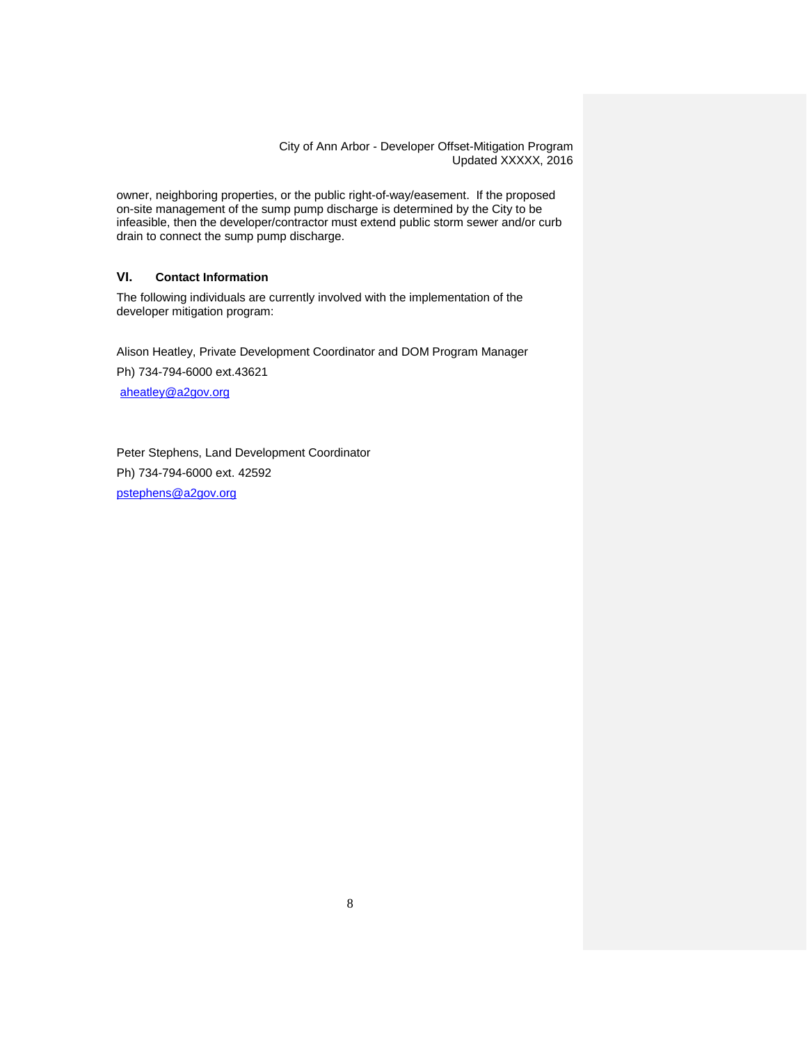owner, neighboring properties, or the public right-of-way/easement. If the proposed on-site management of the sump pump discharge is determined by the City to be infeasible, then the developer/contractor must extend public storm sewer and/or curb drain to connect the sump pump discharge.

## VI. Contact Information

The following individuals are currently involved with the implementation of the developer mitigation program:

Alison Heatley, Private Development Coordinator and DOM Program Manager

Ph) 734-794-6000 ext.43621

aheatley@a2gov.org

Peter Stephens, Land Development Coordinator

Ph) 734-794-6000 ext. 42592

pstephens@a2gov.org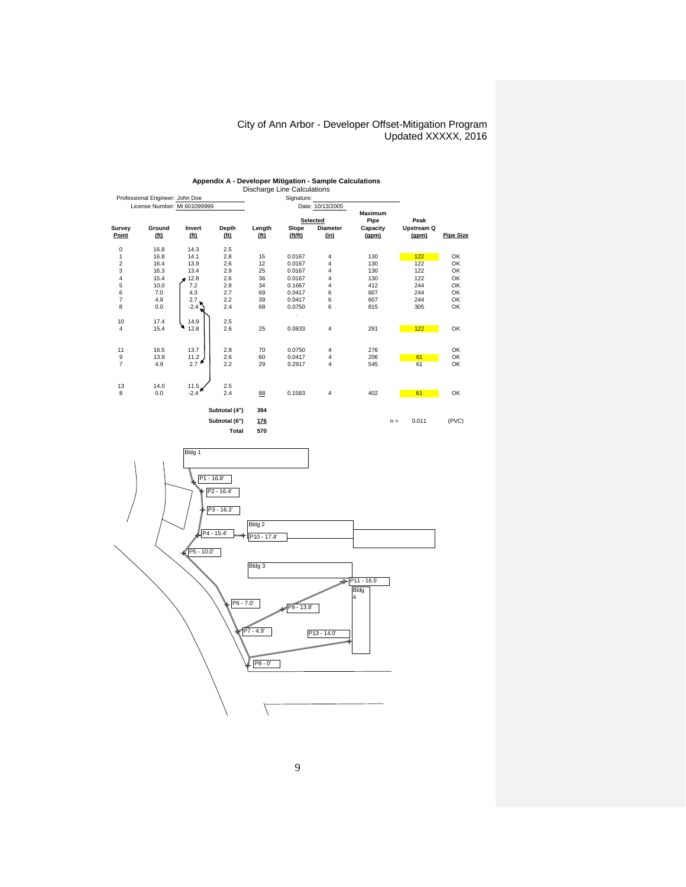City of Ann Arbor - Developer Offset-Mitigation Program
Updated XXXXX, 2016

**Appendix A - Developer Mitigation - Sample Calculations**

Discharge Line Calculations

Professional Engineer: John Doe    Signature: ____________

License Number: Mi 601099999    Date: 10/13/2005

| Survey Point | Ground (ft) | Invert (ft) | Depth (ft) | Length (ft) | Slope (ft/ft) | Selected Diameter (in) | Maximum Pipe Capacity (gpm) | Peak Upstream Q (gpm) | Pipe Size |
|---|---|---|---|---|---|---|---|---|---|
| 0 | 16.8 | 14.3 | 2.5 | | | | | | |
| 1 | 16.8 | 14.1 | 2.8 | 15 | 0.0167 | 4 | 130 | 122 | OK |
| 2 | 16.4 | 13.9 | 2.6 | 12 | 0.0167 | 4 | 130 | 122 | OK |
| 3 | 16.3 | 13.4 | 2.9 | 25 | 0.0167 | 4 | 130 | 122 | OK |
| 4 | 15.4 | 12.8 | 2.6 | 36 | 0.0167 | 4 | 130 | 122 | OK |
| 5 | 10.0 | 7.2 | 2.8 | 34 | 0.1667 | 4 | 412 | 244 | OK |
| 6 | 7.0 | 4.3 | 2.7 | 69 | 0.0417 | 6 | 607 | 244 | OK |
| 7 | 4.9 | 2.7 | 2.2 | 39 | 0.0417 | 6 | 607 | 244 | OK |
| 8 | 0.0 | -2.4 | 2.4 | 68 | 0.0750 | 6 | 815 | 305 | OK |
| | | | | | | | | | |
| 10 | 17.4 | 14.9 | 2.5 | | | | | | |
| 4 | 15.4 | 12.8 | 2.6 | 25 | 0.0833 | 4 | 291 | 122 | OK |
| | | | | | | | | | |
| 11 | 16.5 | 13.7 | 2.8 | 70 | 0.0750 | 4 | 276 | | OK |
| 9 | 13.8 | 11.2 | 2.6 | 60 | 0.0417 | 4 | 206 | 61 | OK |
| 7 | 4.9 | 2.7 | 2.2 | 29 | 0.2917 | 4 | 545 | 61 | OK |
| | | | | | | | | | |
| 13 | 14.0 | 11.5 | 2.5 | | | | | | |
| 8 | 0.0 | -2.4 | 2.4 | 88 | 0.1583 | 4 | 402 | 61 | OK |
| | | | Subtotal (4") | 394 | | | | | |
| | | | Subtotal (6") | 176 | | | | n = 0.011 | (PVC) |
| | | | Total | 570 | | | | | |

Bldg 1

Bldg 2

Bldg 3

Bldg 4

P1 - 16.8'

P2 - 16.4'

P3 - 16.3'

P4 - 15.4'

P5 - 10.0'

P6 - 7.0'

P7 - 4.9'

P8 - 0'

P9 - 13.8'

P10 - 17.4'

P11 - 16.5'

P13 - 14.0'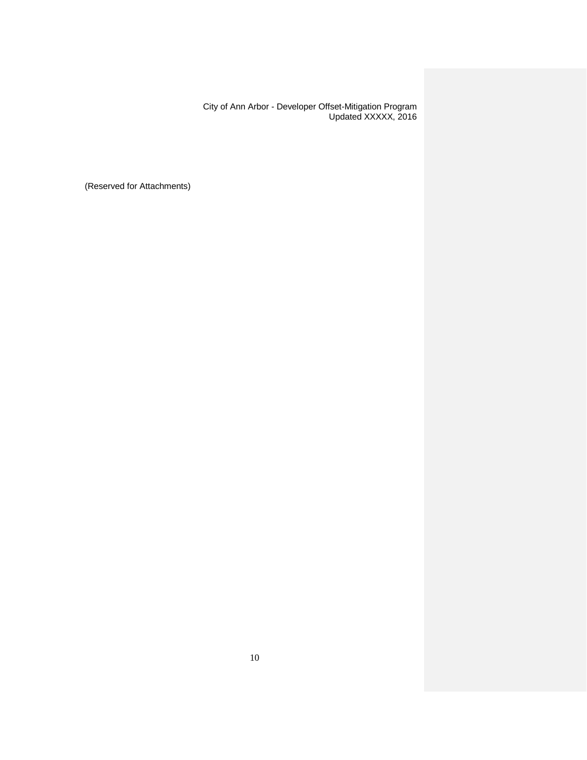(Reserved for Attachments)